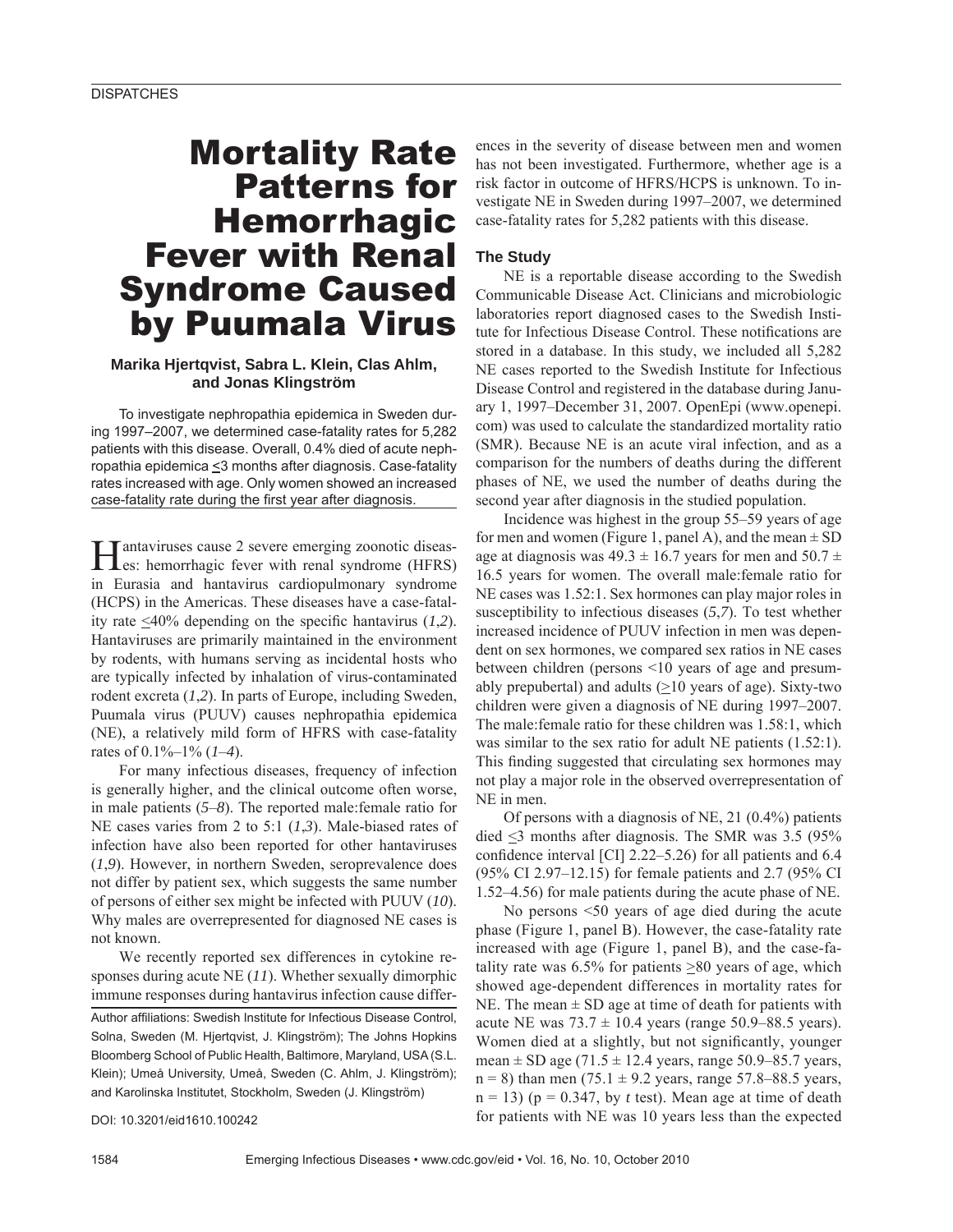DISPATCHES

# Mortality Rate Patterns for Hemorrhagic Fever with Renal Syndrome Caused by Puumala Virus

**Marika Hjertqvist, Sabra L. Klein, Clas Ahlm, and Jonas Klingström**

To investigate nephropathia epidemica in Sweden during 1997–2007, we determined case-fatality rates for 5,282 patients with this disease. Overall, 0.4% died of acute nephropathia epidemica ≤3 months after diagnosis. Case-fatality rates increased with age. Only women showed an increased case-fatality rate during the first year after diagnosis.

Hantaviruses cause 2 severe emerging zoonotic diseases: hemorrhagic fever with renal syndrome (HFRS) in Eurasia and hantavirus cardiopulmonary syndrome (HCPS) in the Americas. These diseases have a case-fatality rate ≤40% depending on the specific hantavirus (*1*,*2*). Hantaviruses are primarily maintained in the environment by rodents, with humans serving as incidental hosts who are typically infected by inhalation of virus-contaminated rodent excreta (*1*,*2*). In parts of Europe, including Sweden, Puumala virus (PUUV) causes nephropathia epidemica (NE), a relatively mild form of HFRS with case-fatality rates of 0.1%–1% (*1*–*4*).

For many infectious diseases, frequency of infection is generally higher, and the clinical outcome often worse, in male patients (*5*–*8*). The reported male:female ratio for NE cases varies from 2 to 5:1 (*1*,*3*). Male-biased rates of infection have also been reported for other hantaviruses (*1*,*9*). However, in northern Sweden, seroprevalence does not differ by patient sex, which suggests the same number of persons of either sex might be infected with PUUV (*10*). Why males are overrepresented for diagnosed NE cases is not known.

We recently reported sex differences in cytokine responses during acute NE (*11*). Whether sexually dimorphic immune responses during hantavirus infection cause differences in the severity of disease between men and women has not been investigated. Furthermore, whether age is a risk factor in outcome of HFRS/HCPS is unknown. To investigate NE in Sweden during 1997–2007, we determined case-fatality rates for 5,282 patients with this disease.

Author affiliations: Swedish Institute for Infectious Disease Control, Solna, Sweden (M. Hjertqvist, J. Klingström); The Johns Hopkins Bloomberg School of Public Health, Baltimore, Maryland, USA (S.L. Klein); Umeå University, Umeå, Sweden (C. Ahlm, J. Klingström); and Karolinska Institutet, Stockholm, Sweden (J. Klingström)

DOI: 10.3201/eid1610.100242

## The Study

NE is a reportable disease according to the Swedish Communicable Disease Act. Clinicians and microbiologic laboratories report diagnosed cases to the Swedish Institute for Infectious Disease Control. These notifications are stored in a database. In this study, we included all 5,282 NE cases reported to the Swedish Institute for Infectious Disease Control and registered in the database during January 1, 1997–December 31, 2007. OpenEpi (www.openepi.com) was used to calculate the standardized mortality ratio (SMR). Because NE is an acute viral infection, and as a comparison for the numbers of deaths during the different phases of NE, we used the number of deaths during the second year after diagnosis in the studied population.

Incidence was highest in the group 55–59 years of age for men and women (Figure 1, panel A), and the mean ± SD age at diagnosis was 49.3 ± 16.7 years for men and 50.7 ± 16.5 years for women. The overall male:female ratio for NE cases was 1.52:1. Sex hormones can play major roles in susceptibility to infectious diseases (*5*,*7*). To test whether increased incidence of PUUV infection in men was dependent on sex hormones, we compared sex ratios in NE cases between children (persons <10 years of age and presumably prepubertal) and adults (≥10 years of age). Sixty-two children were given a diagnosis of NE during 1997–2007. The male:female ratio for these children was 1.58:1, which was similar to the sex ratio for adult NE patients (1.52:1). This finding suggested that circulating sex hormones may not play a major role in the observed overrepresentation of NE in men.

Of persons with a diagnosis of NE, 21 (0.4%) patients died ≤3 months after diagnosis. The SMR was 3.5 (95% confidence interval [CI] 2.22–5.26) for all patients and 6.4 (95% CI 2.97–12.15) for female patients and 2.7 (95% CI 1.52–4.56) for male patients during the acute phase of NE.

No persons <50 years of age died during the acute phase (Figure 1, panel B). However, the case-fatality rate increased with age (Figure 1, panel B), and the case-fatality rate was 6.5% for patients ≥80 years of age, which showed age-dependent differences in mortality rates for NE. The mean ± SD age at time of death for patients with acute NE was 73.7 ± 10.4 years (range 50.9–88.5 years). Women died at a slightly, but not significantly, younger mean ± SD age (71.5 ± 12.4 years, range 50.9–85.7 years, n = 8) than men (75.1 ± 9.2 years, range 57.8–88.5 years, n = 13) (p = 0.347, by *t* test). Mean age at time of death for patients with NE was 10 years less than the expected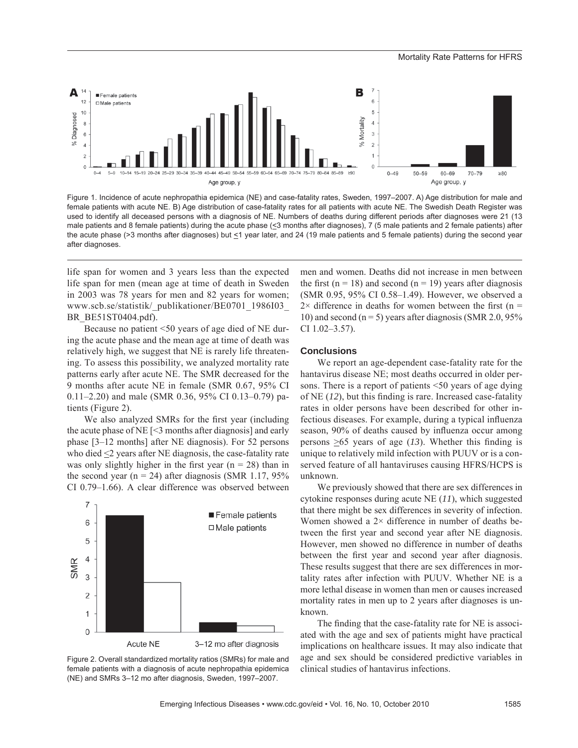Figure 1. Incidence of acute nephropathia epidemica (NE) and case-fatality rates, Sweden, 1997–2007. A) Age distribution for male and female patients with acute NE. B) Age distribution of case-fatality rates for all patients with acute NE. The Swedish Death Register was used to identify all deceased persons with a diagnosis of NE. Numbers of deaths during different periods after diagnoses were 21 (13 male patients and 8 female patients) during the acute phase (≤3 months after diagnoses), 7 (5 male patients and 2 female patients) after the acute phase (>3 months after diagnoses) but ≤1 year later, and 24 (19 male patients and 5 female patients) during the second year after diagnoses.

life span for women and 3 years less than the expected life span for men (mean age at time of death in Sweden in 2003 was 78 years for men and 82 years for women; www.scb.se/statistik/_publikationer/BE0701_1986I03_BR_BE51ST0404.pdf).

Because no patient <50 years of age died of NE during the acute phase and the mean age at time of death was relatively high, we suggest that NE is rarely life threatening. To assess this possibility, we analyzed mortality rate patterns early after acute NE. The SMR decreased for the 9 months after acute NE in female (SMR 0.67, 95% CI 0.11–2.20) and male (SMR 0.36, 95% CI 0.13–0.79) patients (Figure 2).

We also analyzed SMRs for the first year (including the acute phase of NE [<3 months after diagnosis] and early phase [3–12 months] after NE diagnosis). For 52 persons who died ≤2 years after NE diagnosis, the case-fatality rate was only slightly higher in the first year (n = 28) than in the second year (n = 24) after diagnosis (SMR 1.17, 95% CI 0.79–1.66). A clear difference was observed between men and women. Deaths did not increase in men between the first (n = 18) and second (n = 19) years after diagnosis (SMR 0.95, 95% CI 0.58–1.49). However, we observed a 2× difference in deaths for women between the first (n = 10) and second (n = 5) years after diagnosis (SMR 2.0, 95% CI 1.02–3.57).

Figure 2. Overall standardized mortality ratios (SMRs) for male and female patients with a diagnosis of acute nephropathia epidemica (NE) and SMRs 3–12 mo after diagnosis, Sweden, 1997–2007.

## Conclusions

We report an age-dependent case-fatality rate for the hantavirus disease NE; most deaths occurred in older persons. There is a report of patients <50 years of age dying of NE (*12*), but this finding is rare. Increased case-fatality rates in older persons have been described for other infectious diseases. For example, during a typical influenza season, 90% of deaths caused by influenza occur among persons ≥65 years of age (*13*). Whether this finding is unique to relatively mild infection with PUUV or is a conserved feature of all hantaviruses causing HFRS/HCPS is unknown.

We previously showed that there are sex differences in cytokine responses during acute NE (*11*), which suggested that there might be sex differences in severity of infection. Women showed a 2× difference in number of deaths between the first year and second year after NE diagnosis. However, men showed no difference in number of deaths between the first year and second year after diagnosis. These results suggest that there are sex differences in mortality rates after infection with PUUV. Whether NE is a more lethal disease in women than men or causes increased mortality rates in men up to 2 years after diagnoses is unknown.

The finding that the case-fatality rate for NE is associated with the age and sex of patients might have practical implications on healthcare issues. It may also indicate that age and sex should be considered predictive variables in clinical studies of hantavirus infections.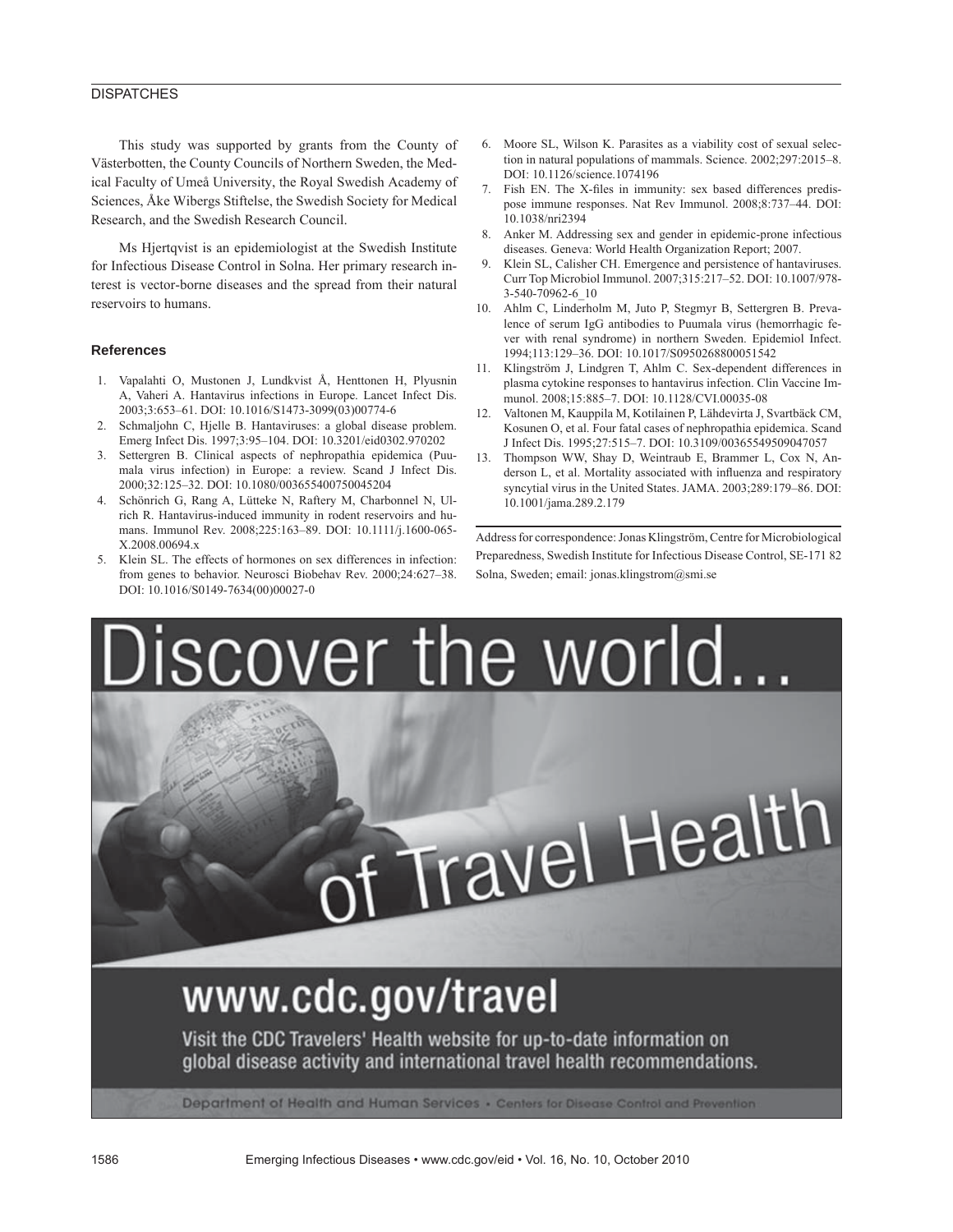This study was supported by grants from the County of Västerbotten, the County Councils of Northern Sweden, the Medical Faculty of Umeå University, the Royal Swedish Academy of Sciences, Åke Wibergs Stiftelse, the Swedish Society for Medical Research, and the Swedish Research Council.

Ms Hjertqvist is an epidemiologist at the Swedish Institute for Infectious Disease Control in Solna. Her primary research interest is vector-borne diseases and the spread from their natural reservoirs to humans.

## References

1. Vapalahti O, Mustonen J, Lundkvist Å, Henttonen H, Plyusnin A, Vaheri A. Hantavirus infections in Europe. Lancet Infect Dis. 2003;3:653–61. DOI: 10.1016/S1473-3099(03)00774-6
2. Schmaljohn C, Hjelle B. Hantaviruses: a global disease problem. Emerg Infect Dis. 1997;3:95–104. DOI: 10.3201/eid0302.970202
3. Settergren B. Clinical aspects of nephropathia epidemica (Puumala virus infection) in Europe: a review. Scand J Infect Dis. 2000;32:125–32. DOI: 10.1080/003655400750045204
4. Schönrich G, Rang A, Lütteke N, Raftery M, Charbonnel N, Ulrich R. Hantavirus-induced immunity in rodent reservoirs and humans. Immunol Rev. 2008;225:163–89. DOI: 10.1111/j.1600-065X.2008.00694.x
5. Klein SL. The effects of hormones on sex differences in infection: from genes to behavior. Neurosci Biobehav Rev. 2000;24:627–38. DOI: 10.1016/S0149-7634(00)00027-0
6. Moore SL, Wilson K. Parasites as a viability cost of sexual selection in natural populations of mammals. Science. 2002;297:2015–8. DOI: 10.1126/science.1074196
7. Fish EN. The X-files in immunity: sex based differences predispose immune responses. Nat Rev Immunol. 2008;8:737–44. DOI: 10.1038/nri2394
8. Anker M. Addressing sex and gender in epidemic-prone infectious diseases. Geneva: World Health Organization Report; 2007.
9. Klein SL, Calisher CH. Emergence and persistence of hantaviruses. Curr Top Microbiol Immunol. 2007;315:217–52. DOI: 10.1007/978-3-540-70962-6_10
10. Ahlm C, Linderholm M, Juto P, Stegmyr B, Settergren B. Prevalence of serum IgG antibodies to Puumala virus (hemorrhagic fever with renal syndrome) in northern Sweden. Epidemiol Infect. 1994;113:129–36. DOI: 10.1017/S0950268800051542
11. Klingström J, Lindgren T, Ahlm C. Sex-dependent differences in plasma cytokine responses to hantavirus infection. Clin Vaccine Immunol. 2008;15:885–7. DOI: 10.1128/CVI.00035-08
12. Valtonen M, Kauppila M, Kotilainen P, Lähdevirta J, Svartbäck CM, Kosunen O, et al. Four fatal cases of nephropathia epidemica. Scand J Infect Dis. 1995;27:515–7. DOI: 10.3109/00365549509047057
13. Thompson WW, Shay D, Weintraub E, Brammer L, Cox N, Anderson L, et al. Mortality associated with influenza and respiratory syncytial virus in the United States. JAMA. 2003;289:179–86. DOI: 10.1001/jama.289.2.179

Address for correspondence: Jonas Klingström, Centre for Microbiological Preparedness, Swedish Institute for Infectious Disease Control, SE-171 82 Solna, Sweden; email: jonas.klingstrom@smi.se

Discover the world... of Travel Health

www.cdc.gov/travel

Visit the CDC Travelers' Health website for up-to-date information on global disease activity and international travel health recommendations.

Department of Health and Human Services • Centers for Disease Control and Prevention